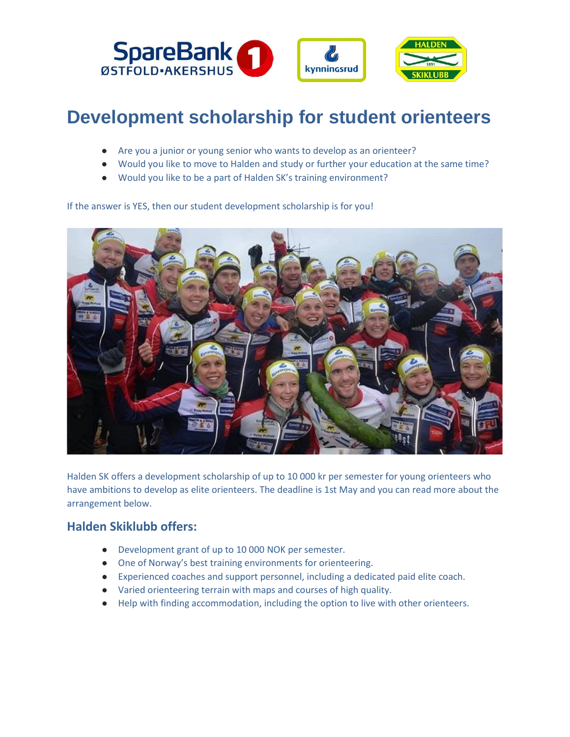# Development scholarship for student orienteers

- Are you a junior or young senior who wants to develop as an orienteer?
- Would you like to move to Halden and study or further your education at the same time?
- Would you like to be a part of Halden SK's training environment?

If the answer is YES, then our student development scholarship is for you!

Halden SK offers a development scholarship of up to 10 000 kr per semester for young orienteers who have ambitions to develop as elite orienteers. The deadline is 1st May and you can read more about the arrangement below.

## Halden Skiklubb offers:

- Development grant of up to 10 000 NOK per semester.
- One of Norway's best training environments for orienteering.
- Experienced coaches and support personnel, including a dedicated paid elite coach.
- Varied orienteering terrain with maps and courses of high quality.
- Help with finding accommodation, including the option to live with other orienteers.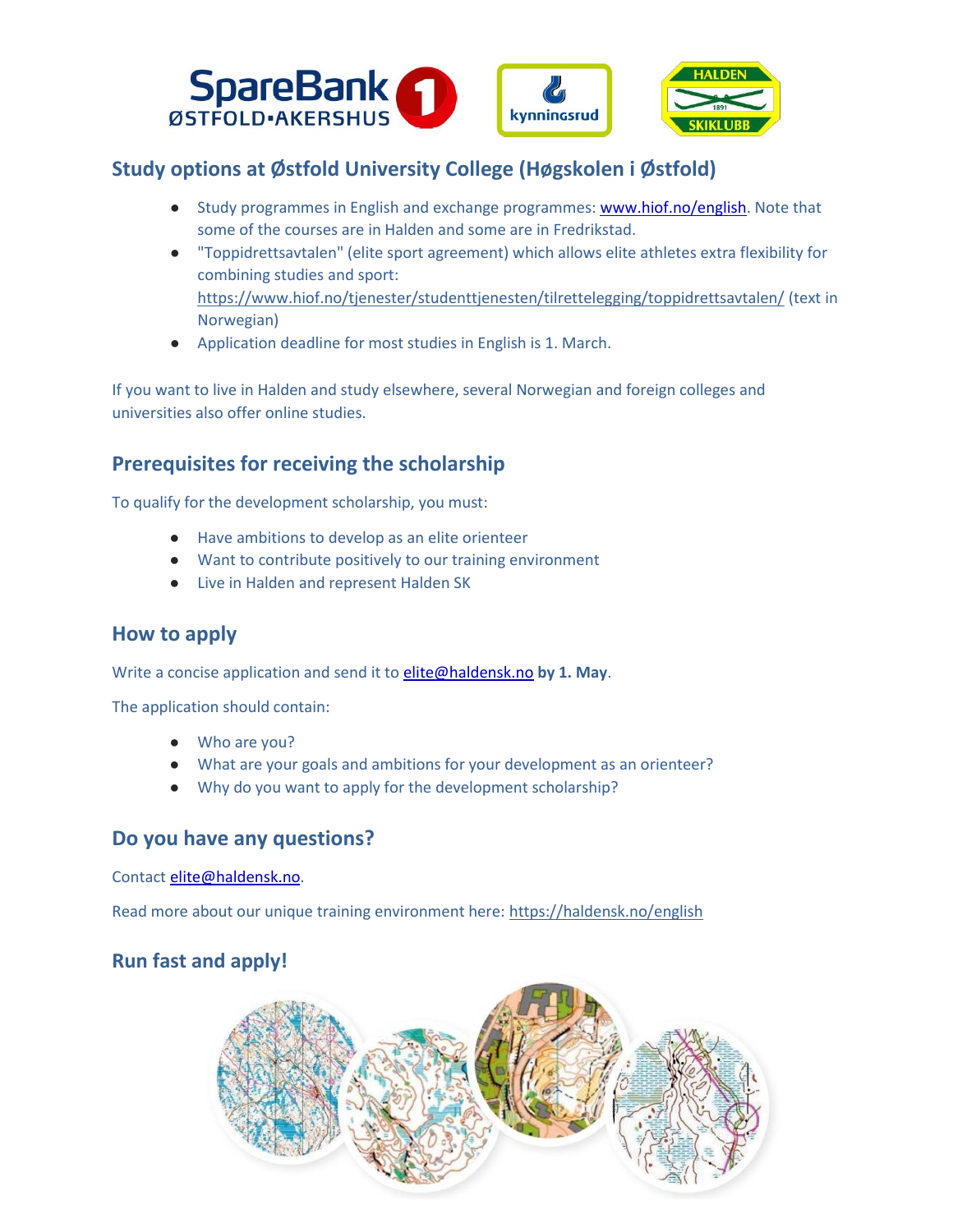## Study options at Østfold University College (Høgskolen i Østfold)

- Study programmes in English and exchange programmes: www.hiof.no/english. Note that some of the courses are in Halden and some are in Fredrikstad.
- "Toppidrettsavtalen" (elite sport agreement) which allows elite athletes extra flexibility for combining studies and sport: https://www.hiof.no/tjenester/studenttjenesten/tilrettelegging/toppidrettsavtalen/ (text in Norwegian)
- Application deadline for most studies in English is 1. March.

If you want to live in Halden and study elsewhere, several Norwegian and foreign colleges and universities also offer online studies.

## Prerequisites for receiving the scholarship

To qualify for the development scholarship, you must:

- Have ambitions to develop as an elite orienteer
- Want to contribute positively to our training environment
- Live in Halden and represent Halden SK

## How to apply

Write a concise application and send it to elite@haldensk.no **by 1. May**.

The application should contain:

- Who are you?
- What are your goals and ambitions for your development as an orienteer?
- Why do you want to apply for the development scholarship?

## Do you have any questions?

Contact elite@haldensk.no.

Read more about our unique training environment here: https://haldensk.no/english

## Run fast and apply!